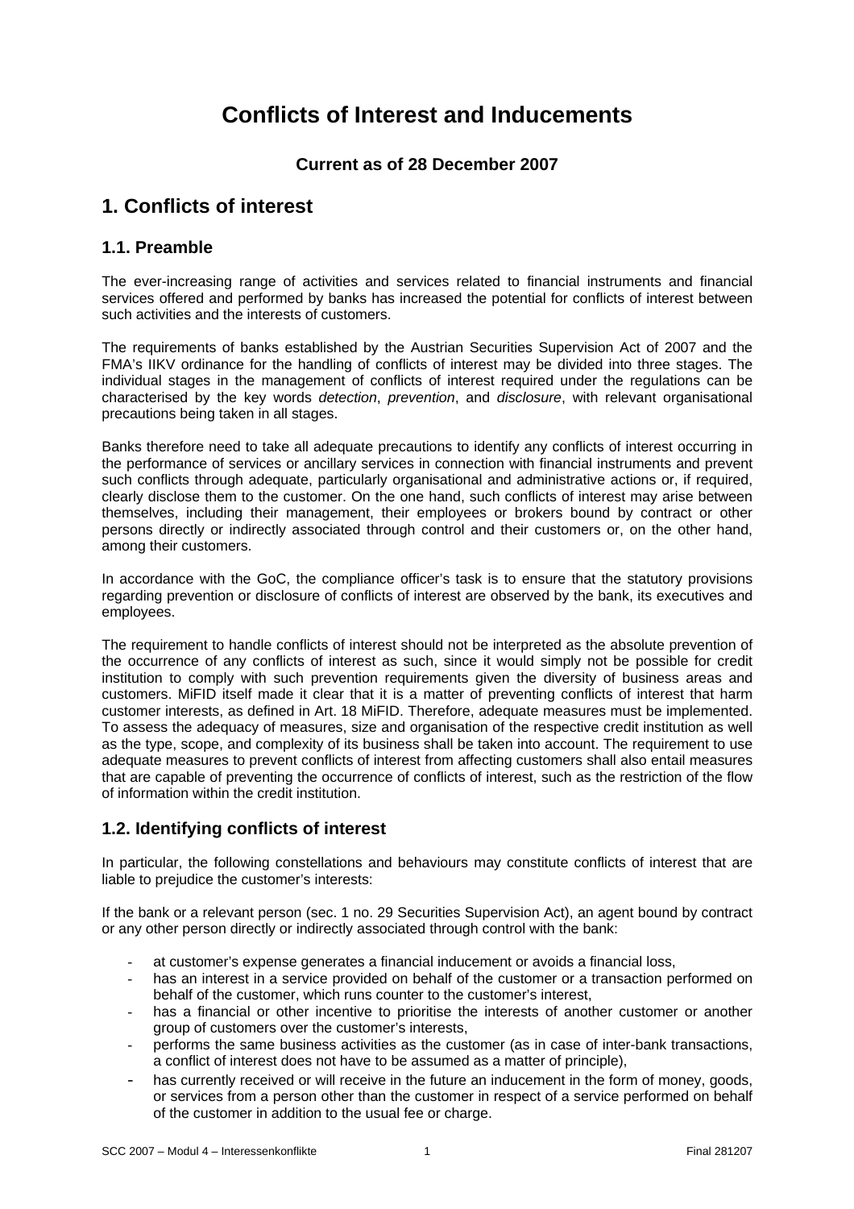# Conflicts of Interest and Inducements

**Current as of 28 December 2007**

## 1. Conflicts of interest

### 1.1. Preamble

The ever-increasing range of activities and services related to financial instruments and financial services offered and performed by banks has increased the potential for conflicts of interest between such activities and the interests of customers.

The requirements of banks established by the Austrian Securities Supervision Act of 2007 and the FMA's IIKV ordinance for the handling of conflicts of interest may be divided into three stages. The individual stages in the management of conflicts of interest required under the regulations can be characterised by the key words *detection*, *prevention*, and *disclosure*, with relevant organisational precautions being taken in all stages.

Banks therefore need to take all adequate precautions to identify any conflicts of interest occurring in the performance of services or ancillary services in connection with financial instruments and prevent such conflicts through adequate, particularly organisational and administrative actions or, if required, clearly disclose them to the customer. On the one hand, such conflicts of interest may arise between themselves, including their management, their employees or brokers bound by contract or other persons directly or indirectly associated through control and their customers or, on the other hand, among their customers.

In accordance with the GoC, the compliance officer's task is to ensure that the statutory provisions regarding prevention or disclosure of conflicts of interest are observed by the bank, its executives and employees.

The requirement to handle conflicts of interest should not be interpreted as the absolute prevention of the occurrence of any conflicts of interest as such, since it would simply not be possible for credit institution to comply with such prevention requirements given the diversity of business areas and customers. MiFID itself made it clear that it is a matter of preventing conflicts of interest that harm customer interests, as defined in Art. 18 MiFID. Therefore, adequate measures must be implemented. To assess the adequacy of measures, size and organisation of the respective credit institution as well as the type, scope, and complexity of its business shall be taken into account. The requirement to use adequate measures to prevent conflicts of interest from affecting customers shall also entail measures that are capable of preventing the occurrence of conflicts of interest, such as the restriction of the flow of information within the credit institution.

### 1.2. Identifying conflicts of interest

In particular, the following constellations and behaviours may constitute conflicts of interest that are liable to prejudice the customer's interests:

If the bank or a relevant person (sec. 1 no. 29 Securities Supervision Act), an agent bound by contract or any other person directly or indirectly associated through control with the bank:

- at customer's expense generates a financial inducement or avoids a financial loss,
- has an interest in a service provided on behalf of the customer or a transaction performed on behalf of the customer, which runs counter to the customer's interest,
- has a financial or other incentive to prioritise the interests of another customer or another group of customers over the customer's interests,
- performs the same business activities as the customer (as in case of inter-bank transactions, a conflict of interest does not have to be assumed as a matter of principle),
- has currently received or will receive in the future an inducement in the form of money, goods, or services from a person other than the customer in respect of a service performed on behalf of the customer in addition to the usual fee or charge.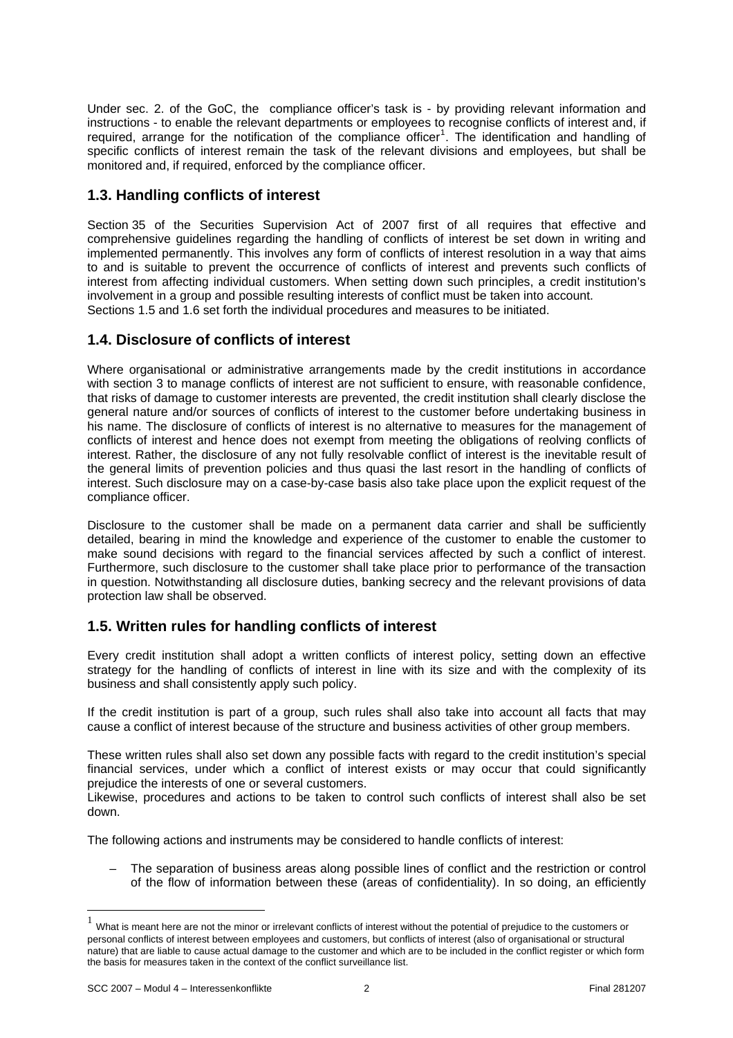Under sec. 2. of the GoC, the compliance officer's task is - by providing relevant information and instructions - to enable the relevant departments or employees to recognise conflicts of interest and, if required, arrange for the notification of the compliance officer[1]. The identification and handling of specific conflicts of interest remain the task of the relevant divisions and employees, but shall be monitored and, if required, enforced by the compliance officer.

## 1.3. Handling conflicts of interest

Section 35 of the Securities Supervision Act of 2007 first of all requires that effective and comprehensive guidelines regarding the handling of conflicts of interest be set down in writing and implemented permanently. This involves any form of conflicts of interest resolution in a way that aims to and is suitable to prevent the occurrence of conflicts of interest and prevents such conflicts of interest from affecting individual customers. When setting down such principles, a credit institution's involvement in a group and possible resulting interests of conflict must be taken into account.
Sections 1.5 and 1.6 set forth the individual procedures and measures to be initiated.

## 1.4. Disclosure of conflicts of interest

Where organisational or administrative arrangements made by the credit institutions in accordance with section 3 to manage conflicts of interest are not sufficient to ensure, with reasonable confidence, that risks of damage to customer interests are prevented, the credit institution shall clearly disclose the general nature and/or sources of conflicts of interest to the customer before undertaking business in his name. The disclosure of conflicts of interest is no alternative to measures for the management of conflicts of interest and hence does not exempt from meeting the obligations of reolving conflicts of interest. Rather, the disclosure of any not fully resolvable conflict of interest is the inevitable result of the general limits of prevention policies and thus quasi the last resort in the handling of conflicts of interest. Such disclosure may on a case-by-case basis also take place upon the explicit request of the compliance officer.

Disclosure to the customer shall be made on a permanent data carrier and shall be sufficiently detailed, bearing in mind the knowledge and experience of the customer to enable the customer to make sound decisions with regard to the financial services affected by such a conflict of interest. Furthermore, such disclosure to the customer shall take place prior to performance of the transaction in question. Notwithstanding all disclosure duties, banking secrecy and the relevant provisions of data protection law shall be observed.

## 1.5. Written rules for handling conflicts of interest

Every credit institution shall adopt a written conflicts of interest policy, setting down an effective strategy for the handling of conflicts of interest in line with its size and with the complexity of its business and shall consistently apply such policy.

If the credit institution is part of a group, such rules shall also take into account all facts that may cause a conflict of interest because of the structure and business activities of other group members.

These written rules shall also set down any possible facts with regard to the credit institution's special financial services, under which a conflict of interest exists or may occur that could significantly prejudice the interests of one or several customers.
Likewise, procedures and actions to be taken to control such conflicts of interest shall also be set down.

The following actions and instruments may be considered to handle conflicts of interest:

– The separation of business areas along possible lines of conflict and the restriction or control of the flow of information between these (areas of confidentiality). In so doing, an efficiently

---

[1] What is meant here are not the minor or irrelevant conflicts of interest without the potential of prejudice to the customers or personal conflicts of interest between employees and customers, but conflicts of interest (also of organisational or structural nature) that are liable to cause actual damage to the customer and which are to be included in the conflict register or which form the basis for measures taken in the context of the conflict surveillance list.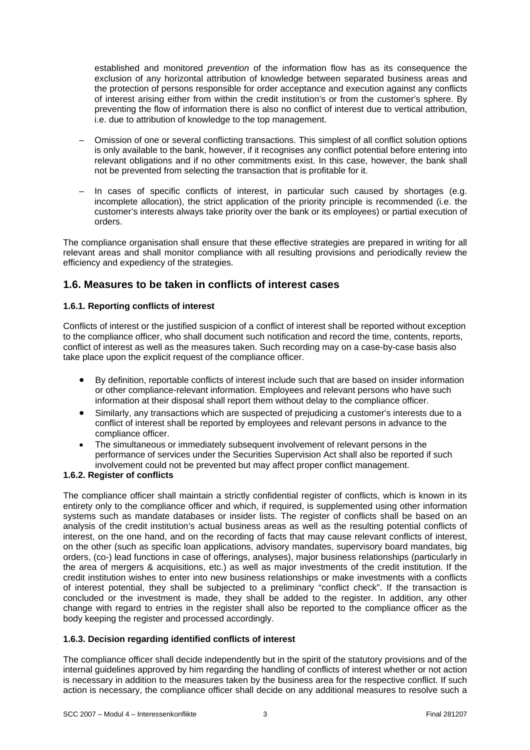established and monitored *prevention* of the information flow has as its consequence the exclusion of any horizontal attribution of knowledge between separated business areas and the protection of persons responsible for order acceptance and execution against any conflicts of interest arising either from within the credit institution's or from the customer's sphere. By preventing the flow of information there is also no conflict of interest due to vertical attribution, i.e. due to attribution of knowledge to the top management.

– Omission of one or several conflicting transactions. This simplest of all conflict solution options is only available to the bank, however, if it recognises any conflict potential before entering into relevant obligations and if no other commitments exist. In this case, however, the bank shall not be prevented from selecting the transaction that is profitable for it.

– In cases of specific conflicts of interest, in particular such caused by shortages (e.g. incomplete allocation), the strict application of the priority principle is recommended (i.e. the customer's interests always take priority over the bank or its employees) or partial execution of orders.

The compliance organisation shall ensure that these effective strategies are prepared in writing for all relevant areas and shall monitor compliance with all resulting provisions and periodically review the efficiency and expediency of the strategies.

## 1.6. Measures to be taken in conflicts of interest cases

### 1.6.1. Reporting conflicts of interest

Conflicts of interest or the justified suspicion of a conflict of interest shall be reported without exception to the compliance officer, who shall document such notification and record the time, contents, reports, conflict of interest as well as the measures taken. Such recording may on a case-by-case basis also take place upon the explicit request of the compliance officer.

- By definition, reportable conflicts of interest include such that are based on insider information or other compliance-relevant information. Employees and relevant persons who have such information at their disposal shall report them without delay to the compliance officer.
- Similarly, any transactions which are suspected of prejudicing a customer's interests due to a conflict of interest shall be reported by employees and relevant persons in advance to the compliance officer.
- The simultaneous or immediately subsequent involvement of relevant persons in the performance of services under the Securities Supervision Act shall also be reported if such involvement could not be prevented but may affect proper conflict management.

### 1.6.2. Register of conflicts

The compliance officer shall maintain a strictly confidential register of conflicts, which is known in its entirety only to the compliance officer and which, if required, is supplemented using other information systems such as mandate databases or insider lists. The register of conflicts shall be based on an analysis of the credit institution's actual business areas as well as the resulting potential conflicts of interest, on the one hand, and on the recording of facts that may cause relevant conflicts of interest, on the other (such as specific loan applications, advisory mandates, supervisory board mandates, big orders, (co-) lead functions in case of offerings, analyses), major business relationships (particularly in the area of mergers & acquisitions, etc.) as well as major investments of the credit institution. If the credit institution wishes to enter into new business relationships or make investments with a conflicts of interest potential, they shall be subjected to a preliminary "conflict check". If the transaction is concluded or the investment is made, they shall be added to the register. In addition, any other change with regard to entries in the register shall also be reported to the compliance officer as the body keeping the register and processed accordingly.

### 1.6.3. Decision regarding identified conflicts of interest

The compliance officer shall decide independently but in the spirit of the statutory provisions and of the internal guidelines approved by him regarding the handling of conflicts of interest whether or not action is necessary in addition to the measures taken by the business area for the respective conflict. If such action is necessary, the compliance officer shall decide on any additional measures to resolve such a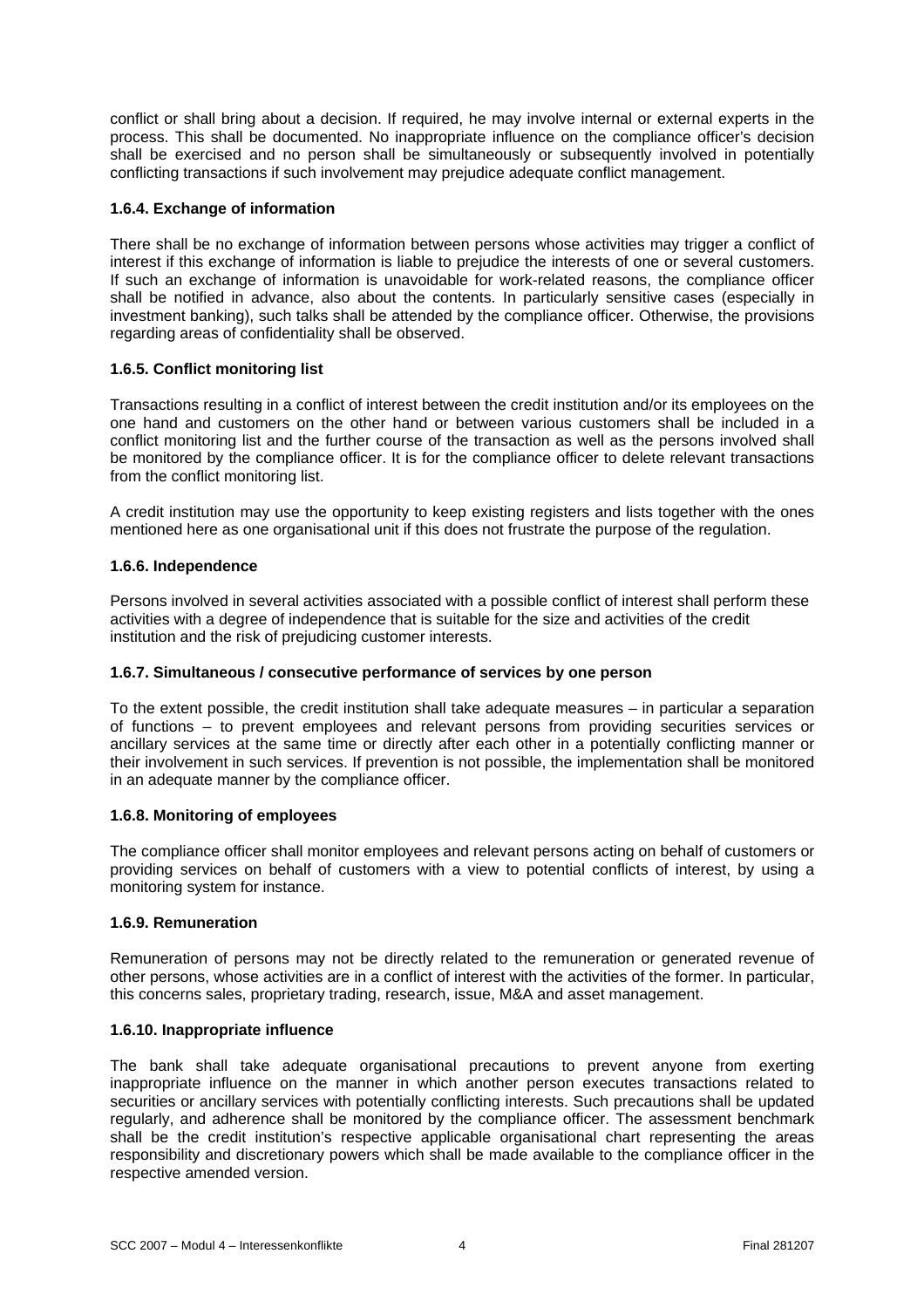conflict or shall bring about a decision. If required, he may involve internal or external experts in the process. This shall be documented. No inappropriate influence on the compliance officer's decision shall be exercised and no person shall be simultaneously or subsequently involved in potentially conflicting transactions if such involvement may prejudice adequate conflict management.

### 1.6.4. Exchange of information

There shall be no exchange of information between persons whose activities may trigger a conflict of interest if this exchange of information is liable to prejudice the interests of one or several customers. If such an exchange of information is unavoidable for work-related reasons, the compliance officer shall be notified in advance, also about the contents. In particularly sensitive cases (especially in investment banking), such talks shall be attended by the compliance officer. Otherwise, the provisions regarding areas of confidentiality shall be observed.

### 1.6.5. Conflict monitoring list

Transactions resulting in a conflict of interest between the credit institution and/or its employees on the one hand and customers on the other hand or between various customers shall be included in a conflict monitoring list and the further course of the transaction as well as the persons involved shall be monitored by the compliance officer. It is for the compliance officer to delete relevant transactions from the conflict monitoring list.

A credit institution may use the opportunity to keep existing registers and lists together with the ones mentioned here as one organisational unit if this does not frustrate the purpose of the regulation.

### 1.6.6. Independence

Persons involved in several activities associated with a possible conflict of interest shall perform these activities with a degree of independence that is suitable for the size and activities of the credit institution and the risk of prejudicing customer interests.

### 1.6.7. Simultaneous / consecutive performance of services by one person

To the extent possible, the credit institution shall take adequate measures – in particular a separation of functions – to prevent employees and relevant persons from providing securities services or ancillary services at the same time or directly after each other in a potentially conflicting manner or their involvement in such services. If prevention is not possible, the implementation shall be monitored in an adequate manner by the compliance officer.

### 1.6.8. Monitoring of employees

The compliance officer shall monitor employees and relevant persons acting on behalf of customers or providing services on behalf of customers with a view to potential conflicts of interest, by using a monitoring system for instance.

### 1.6.9. Remuneration

Remuneration of persons may not be directly related to the remuneration or generated revenue of other persons, whose activities are in a conflict of interest with the activities of the former. In particular, this concerns sales, proprietary trading, research, issue, M&A and asset management.

### 1.6.10. Inappropriate influence

The bank shall take adequate organisational precautions to prevent anyone from exerting inappropriate influence on the manner in which another person executes transactions related to securities or ancillary services with potentially conflicting interests. Such precautions shall be updated regularly, and adherence shall be monitored by the compliance officer. The assessment benchmark shall be the credit institution's respective applicable organisational chart representing the areas responsibility and discretionary powers which shall be made available to the compliance officer in the respective amended version.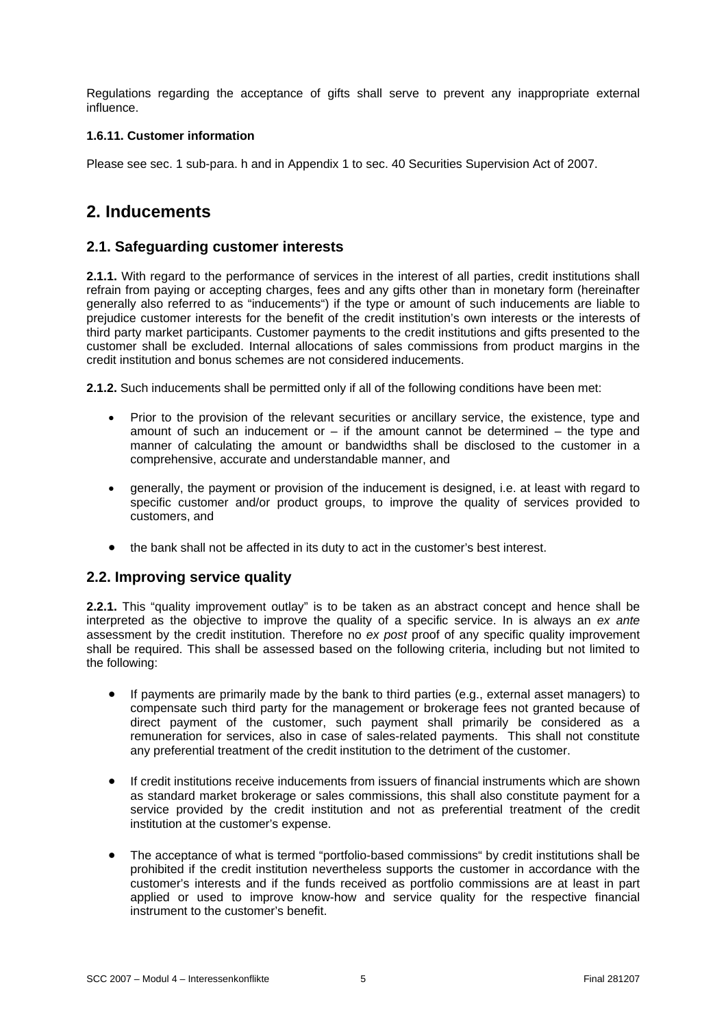Regulations regarding the acceptance of gifts shall serve to prevent any inappropriate external influence.

**1.6.11. Customer information**

Please see sec. 1 sub-para. h and in Appendix 1 to sec. 40 Securities Supervision Act of 2007.

# 2. Inducements

## 2.1. Safeguarding customer interests

**2.1.1.** With regard to the performance of services in the interest of all parties, credit institutions shall refrain from paying or accepting charges, fees and any gifts other than in monetary form (hereinafter generally also referred to as "inducements") if the type or amount of such inducements are liable to prejudice customer interests for the benefit of the credit institution's own interests or the interests of third party market participants. Customer payments to the credit institutions and gifts presented to the customer shall be excluded. Internal allocations of sales commissions from product margins in the credit institution and bonus schemes are not considered inducements.

**2.1.2.** Such inducements shall be permitted only if all of the following conditions have been met:

- Prior to the provision of the relevant securities or ancillary service, the existence, type and amount of such an inducement or – if the amount cannot be determined – the type and manner of calculating the amount or bandwidths shall be disclosed to the customer in a comprehensive, accurate and understandable manner, and
- generally, the payment or provision of the inducement is designed, i.e. at least with regard to specific customer and/or product groups, to improve the quality of services provided to customers, and
- the bank shall not be affected in its duty to act in the customer's best interest.

## 2.2. Improving service quality

**2.2.1.** This "quality improvement outlay" is to be taken as an abstract concept and hence shall be interpreted as the objective to improve the quality of a specific service. In is always an *ex ante* assessment by the credit institution. Therefore no *ex post* proof of any specific quality improvement shall be required. This shall be assessed based on the following criteria, including but not limited to the following:

- If payments are primarily made by the bank to third parties (e.g., external asset managers) to compensate such third party for the management or brokerage fees not granted because of direct payment of the customer, such payment shall primarily be considered as a remuneration for services, also in case of sales-related payments. This shall not constitute any preferential treatment of the credit institution to the detriment of the customer.
- If credit institutions receive inducements from issuers of financial instruments which are shown as standard market brokerage or sales commissions, this shall also constitute payment for a service provided by the credit institution and not as preferential treatment of the credit institution at the customer's expense.
- The acceptance of what is termed "portfolio-based commissions" by credit institutions shall be prohibited if the credit institution nevertheless supports the customer in accordance with the customer's interests and if the funds received as portfolio commissions are at least in part applied or used to improve know-how and service quality for the respective financial instrument to the customer's benefit.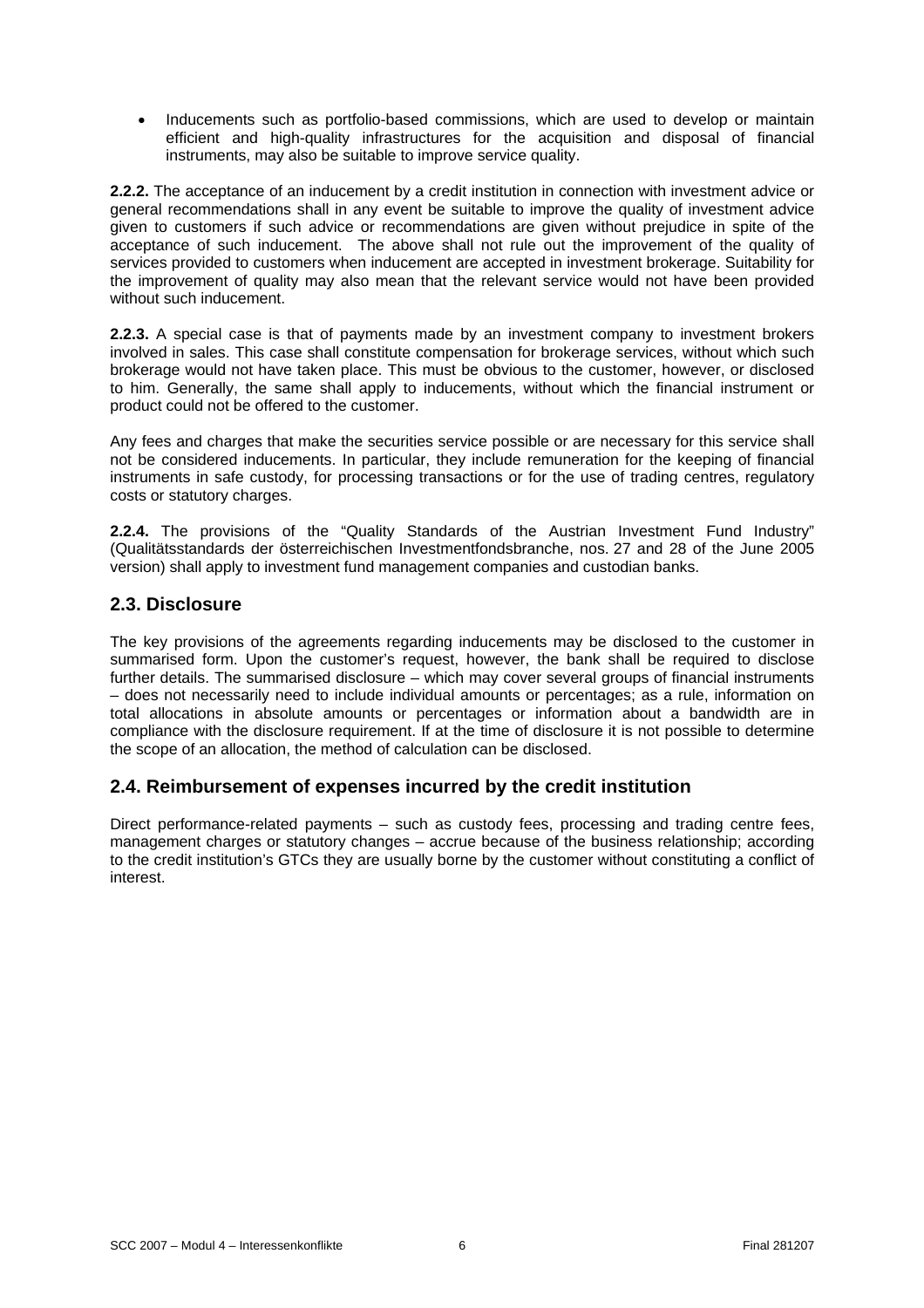- Inducements such as portfolio-based commissions, which are used to develop or maintain efficient and high-quality infrastructures for the acquisition and disposal of financial instruments, may also be suitable to improve service quality.

**2.2.2.** The acceptance of an inducement by a credit institution in connection with investment advice or general recommendations shall in any event be suitable to improve the quality of investment advice given to customers if such advice or recommendations are given without prejudice in spite of the acceptance of such inducement. The above shall not rule out the improvement of the quality of services provided to customers when inducement are accepted in investment brokerage. Suitability for the improvement of quality may also mean that the relevant service would not have been provided without such inducement.

**2.2.3.** A special case is that of payments made by an investment company to investment brokers involved in sales. This case shall constitute compensation for brokerage services, without which such brokerage would not have taken place. This must be obvious to the customer, however, or disclosed to him. Generally, the same shall apply to inducements, without which the financial instrument or product could not be offered to the customer.

Any fees and charges that make the securities service possible or are necessary for this service shall not be considered inducements. In particular, they include remuneration for the keeping of financial instruments in safe custody, for processing transactions or for the use of trading centres, regulatory costs or statutory charges.

**2.2.4.** The provisions of the "Quality Standards of the Austrian Investment Fund Industry" (Qualitätsstandards der österreichischen Investmentfondsbranche, nos. 27 and 28 of the June 2005 version) shall apply to investment fund management companies and custodian banks.

## 2.3. Disclosure

The key provisions of the agreements regarding inducements may be disclosed to the customer in summarised form. Upon the customer's request, however, the bank shall be required to disclose further details. The summarised disclosure – which may cover several groups of financial instruments – does not necessarily need to include individual amounts or percentages; as a rule, information on total allocations in absolute amounts or percentages or information about a bandwidth are in compliance with the disclosure requirement. If at the time of disclosure it is not possible to determine the scope of an allocation, the method of calculation can be disclosed.

## 2.4. Reimbursement of expenses incurred by the credit institution

Direct performance-related payments – such as custody fees, processing and trading centre fees, management charges or statutory changes – accrue because of the business relationship; according to the credit institution's GTCs they are usually borne by the customer without constituting a conflict of interest.